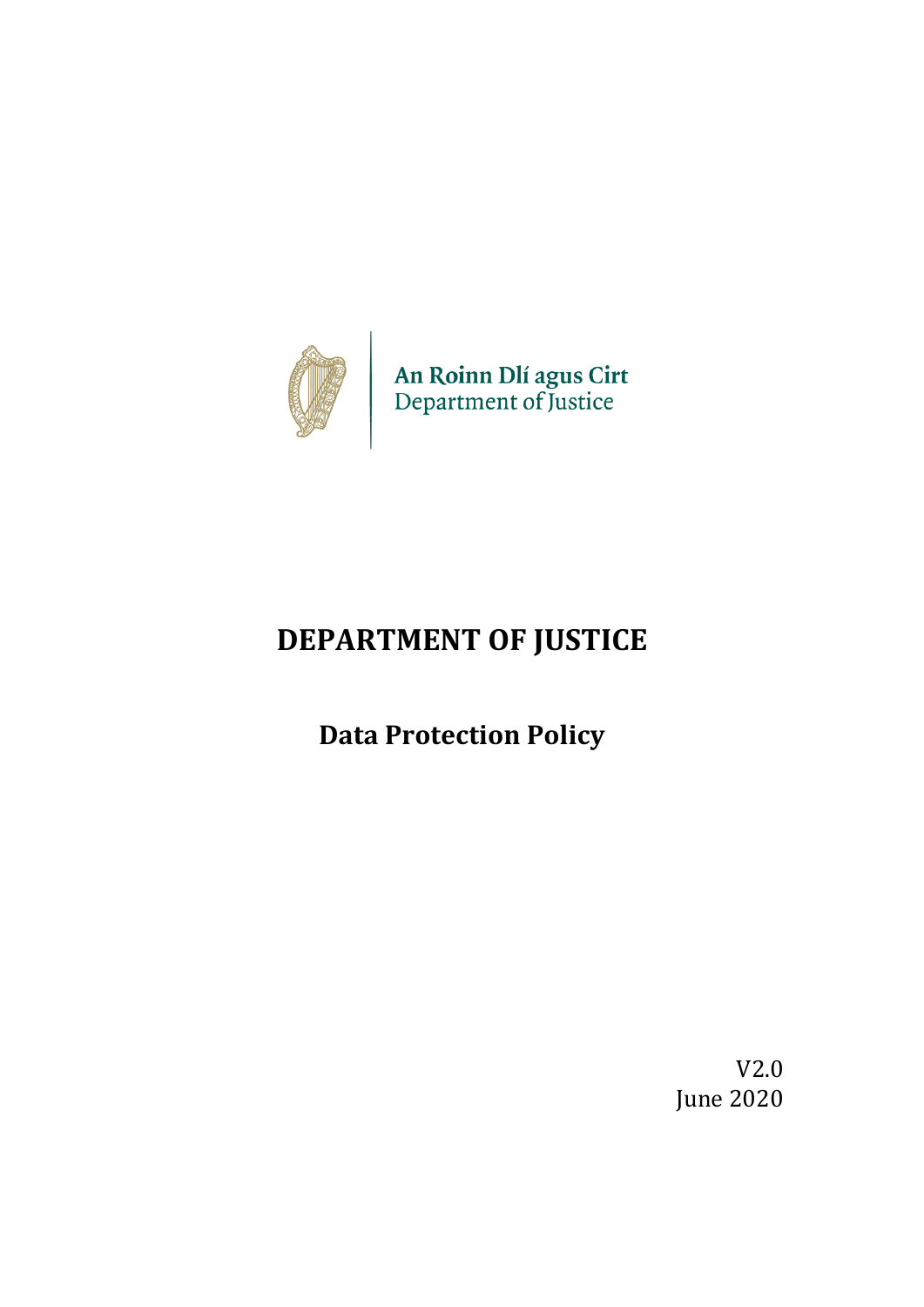An Roinn Dlí agus Cirt
Department of Justice

# DEPARTMENT OF JUSTICE

## Data Protection Policy

V2.0
June 2020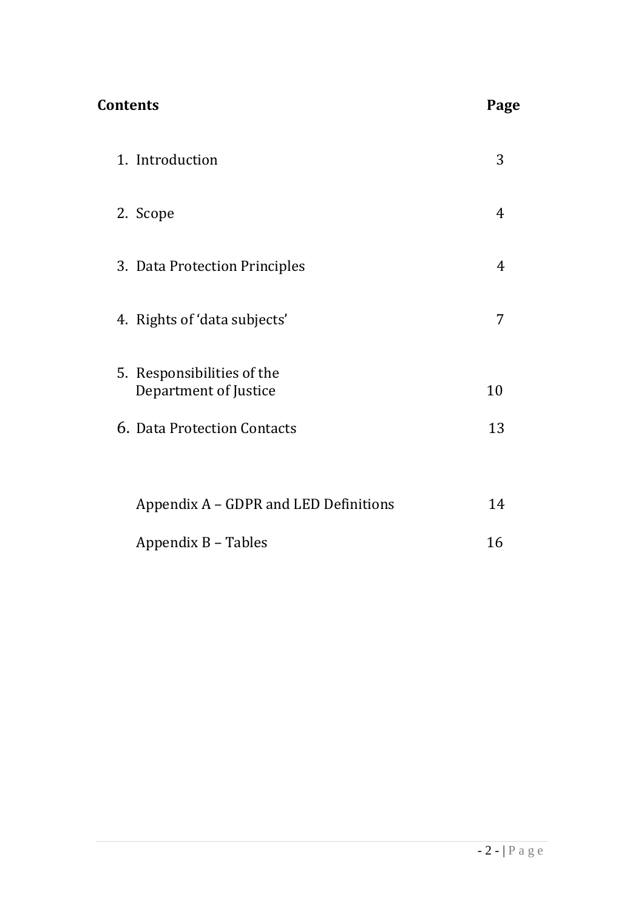| **Contents** | **Page** |
|---|---|
| 1. Introduction | 3 |
| 2. Scope | 4 |
| 3. Data Protection Principles | 4 |
| 4. Rights of 'data subjects' | 7 |
| 5. Responsibilities of the Department of Justice | 10 |
| 6. Data Protection Contacts | 13 |
| Appendix A – GDPR and LED Definitions | 14 |
| Appendix B – Tables | 16 |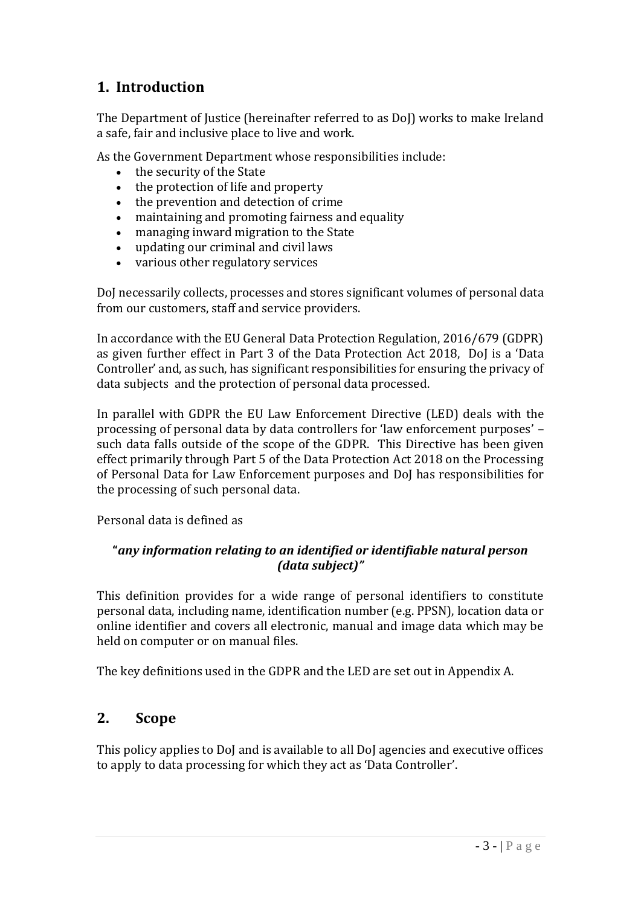## 1. Introduction

The Department of Justice (hereinafter referred to as DoJ) works to make Ireland a safe, fair and inclusive place to live and work.

As the Government Department whose responsibilities include:

- the security of the State
- the protection of life and property
- the prevention and detection of crime
- maintaining and promoting fairness and equality
- managing inward migration to the State
- updating our criminal and civil laws
- various other regulatory services

DoJ necessarily collects, processes and stores significant volumes of personal data from our customers, staff and service providers.

In accordance with the EU General Data Protection Regulation, 2016/679 (GDPR) as given further effect in Part 3 of the Data Protection Act 2018, DoJ is a 'Data Controller' and, as such, has significant responsibilities for ensuring the privacy of data subjects and the protection of personal data processed.

In parallel with GDPR the EU Law Enforcement Directive (LED) deals with the processing of personal data by data controllers for 'law enforcement purposes' – such data falls outside of the scope of the GDPR. This Directive has been given effect primarily through Part 5 of the Data Protection Act 2018 on the Processing of Personal Data for Law Enforcement purposes and DoJ has responsibilities for the processing of such personal data.

Personal data is defined as

**"*any information relating to an identified or identifiable natural person (data subject)"***

This definition provides for a wide range of personal identifiers to constitute personal data, including name, identification number (e.g. PPSN), location data or online identifier and covers all electronic, manual and image data which may be held on computer or on manual files.

The key definitions used in the GDPR and the LED are set out in Appendix A.

## 2. Scope

This policy applies to DoJ and is available to all DoJ agencies and executive offices to apply to data processing for which they act as 'Data Controller'.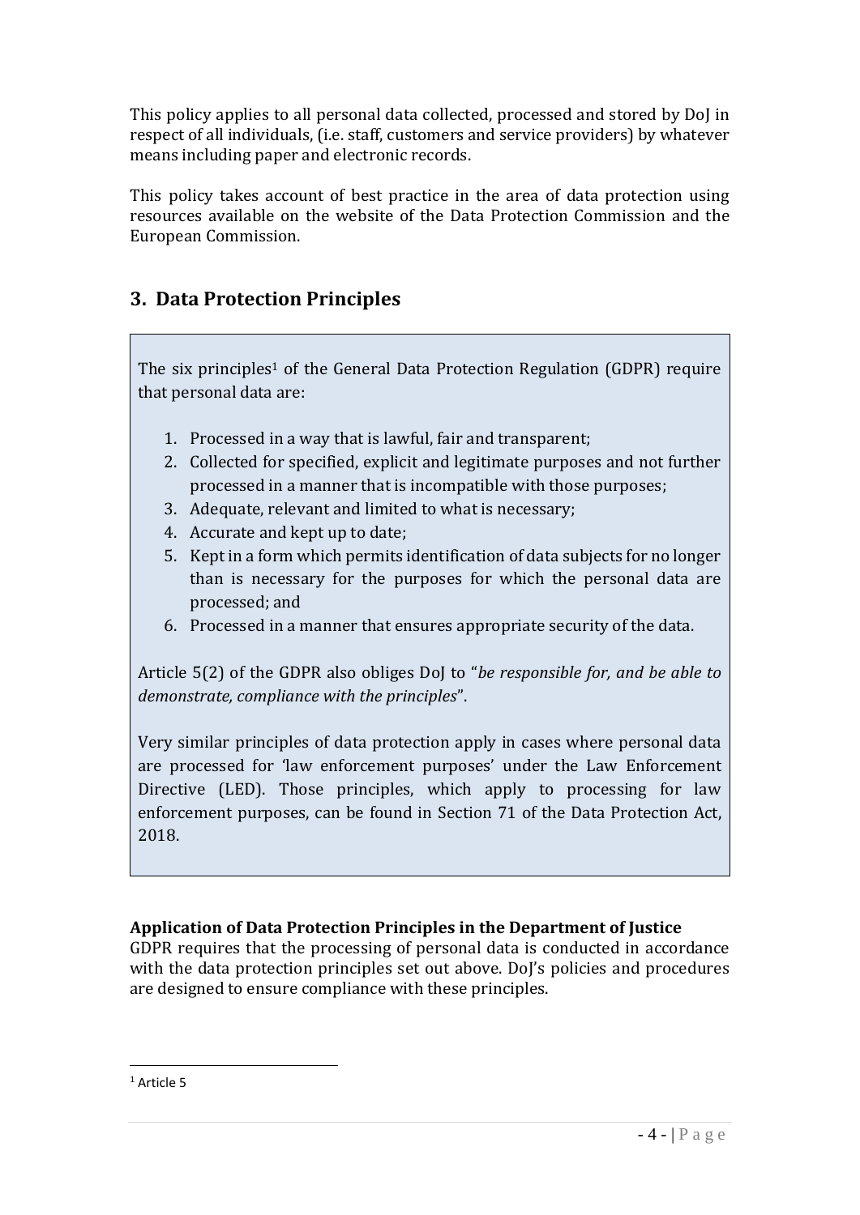This policy applies to all personal data collected, processed and stored by DoJ in respect of all individuals, (i.e. staff, customers and service providers) by whatever means including paper and electronic records.

This policy takes account of best practice in the area of data protection using resources available on the website of the Data Protection Commission and the European Commission.

## 3. Data Protection Principles

The six principles[1] of the General Data Protection Regulation (GDPR) require that personal data are:

1. Processed in a way that is lawful, fair and transparent;
2. Collected for specified, explicit and legitimate purposes and not further processed in a manner that is incompatible with those purposes;
3. Adequate, relevant and limited to what is necessary;
4. Accurate and kept up to date;
5. Kept in a form which permits identification of data subjects for no longer than is necessary for the purposes for which the personal data are processed; and
6. Processed in a manner that ensures appropriate security of the data.

Article 5(2) of the GDPR also obliges DoJ to "*be responsible for, and be able to demonstrate, compliance with the principles*".

Very similar principles of data protection apply in cases where personal data are processed for 'law enforcement purposes' under the Law Enforcement Directive (LED). Those principles, which apply to processing for law enforcement purposes, can be found in Section 71 of the Data Protection Act, 2018.

**Application of Data Protection Principles in the Department of Justice**

GDPR requires that the processing of personal data is conducted in accordance with the data protection principles set out above. DoJ's policies and procedures are designed to ensure compliance with these principles.

[1] Article 5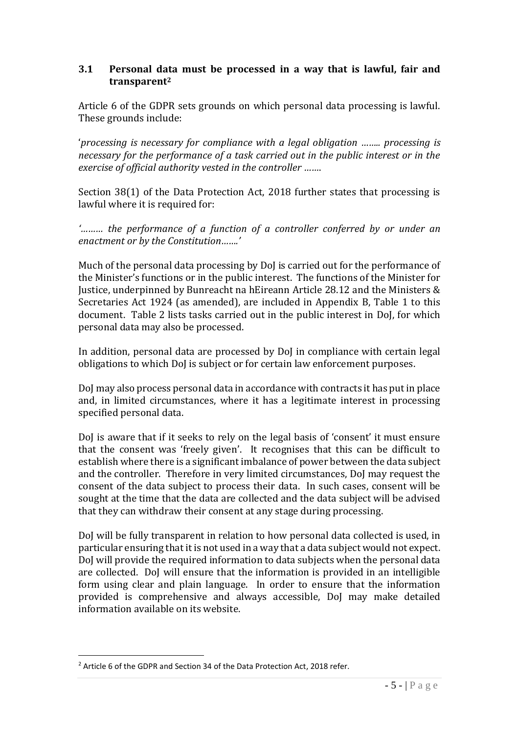### 3.1 Personal data must be processed in a way that is lawful, fair and transparent[2]

Article 6 of the GDPR sets grounds on which personal data processing is lawful. These grounds include:

'*processing is necessary for compliance with a legal obligation …….. processing is necessary for the performance of a task carried out in the public interest or in the exercise of official authority vested in the controller …….*

Section 38(1) of the Data Protection Act, 2018 further states that processing is lawful where it is required for:

*'……… the performance of a function of a controller conferred by or under an enactment or by the Constitution…….'*

Much of the personal data processing by DoJ is carried out for the performance of the Minister's functions or in the public interest. The functions of the Minister for Justice, underpinned by Bunreacht na hEireann Article 28.12 and the Ministers & Secretaries Act 1924 (as amended), are included in Appendix B, Table 1 to this document. Table 2 lists tasks carried out in the public interest in DoJ, for which personal data may also be processed.

In addition, personal data are processed by DoJ in compliance with certain legal obligations to which DoJ is subject or for certain law enforcement purposes.

DoJ may also process personal data in accordance with contracts it has put in place and, in limited circumstances, where it has a legitimate interest in processing specified personal data.

DoJ is aware that if it seeks to rely on the legal basis of 'consent' it must ensure that the consent was 'freely given'. It recognises that this can be difficult to establish where there is a significant imbalance of power between the data subject and the controller. Therefore in very limited circumstances, DoJ may request the consent of the data subject to process their data. In such cases, consent will be sought at the time that the data are collected and the data subject will be advised that they can withdraw their consent at any stage during processing.

DoJ will be fully transparent in relation to how personal data collected is used, in particular ensuring that it is not used in a way that a data subject would not expect. DoJ will provide the required information to data subjects when the personal data are collected. DoJ will ensure that the information is provided in an intelligible form using clear and plain language. In order to ensure that the information provided is comprehensive and always accessible, DoJ may make detailed information available on its website.

---

[2] Article 6 of the GDPR and Section 34 of the Data Protection Act, 2018 refer.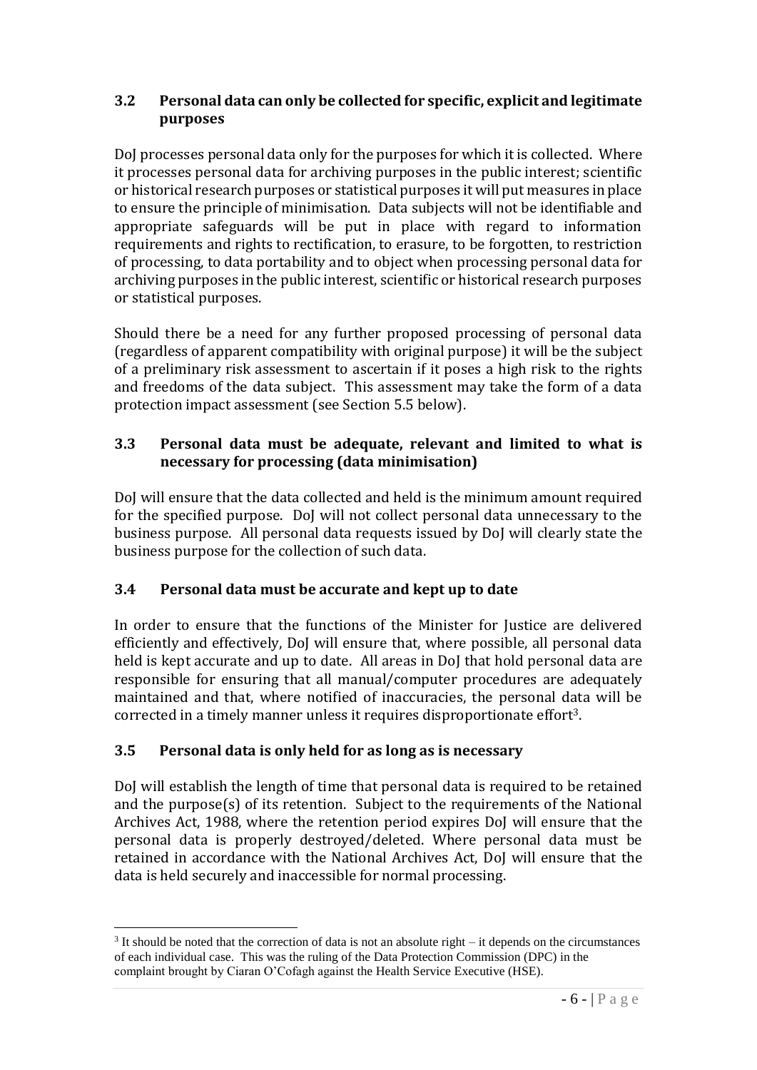### 3.2 Personal data can only be collected for specific, explicit and legitimate purposes

DoJ processes personal data only for the purposes for which it is collected. Where it processes personal data for archiving purposes in the public interest; scientific or historical research purposes or statistical purposes it will put measures in place to ensure the principle of minimisation. Data subjects will not be identifiable and appropriate safeguards will be put in place with regard to information requirements and rights to rectification, to erasure, to be forgotten, to restriction of processing, to data portability and to object when processing personal data for archiving purposes in the public interest, scientific or historical research purposes or statistical purposes.

Should there be a need for any further proposed processing of personal data (regardless of apparent compatibility with original purpose) it will be the subject of a preliminary risk assessment to ascertain if it poses a high risk to the rights and freedoms of the data subject. This assessment may take the form of a data protection impact assessment (see Section 5.5 below).

### 3.3 Personal data must be adequate, relevant and limited to what is necessary for processing (data minimisation)

DoJ will ensure that the data collected and held is the minimum amount required for the specified purpose. DoJ will not collect personal data unnecessary to the business purpose. All personal data requests issued by DoJ will clearly state the business purpose for the collection of such data.

### 3.4 Personal data must be accurate and kept up to date

In order to ensure that the functions of the Minister for Justice are delivered efficiently and effectively, DoJ will ensure that, where possible, all personal data held is kept accurate and up to date. All areas in DoJ that hold personal data are responsible for ensuring that all manual/computer procedures are adequately maintained and that, where notified of inaccuracies, the personal data will be corrected in a timely manner unless it requires disproportionate effort[3].

### 3.5 Personal data is only held for as long as is necessary

DoJ will establish the length of time that personal data is required to be retained and the purpose(s) of its retention. Subject to the requirements of the National Archives Act, 1988, where the retention period expires DoJ will ensure that the personal data is properly destroyed/deleted. Where personal data must be retained in accordance with the National Archives Act, DoJ will ensure that the data is held securely and inaccessible for normal processing.

---

[3] It should be noted that the correction of data is not an absolute right – it depends on the circumstances of each individual case. This was the ruling of the Data Protection Commission (DPC) in the complaint brought by Ciaran O'Cofagh against the Health Service Executive (HSE).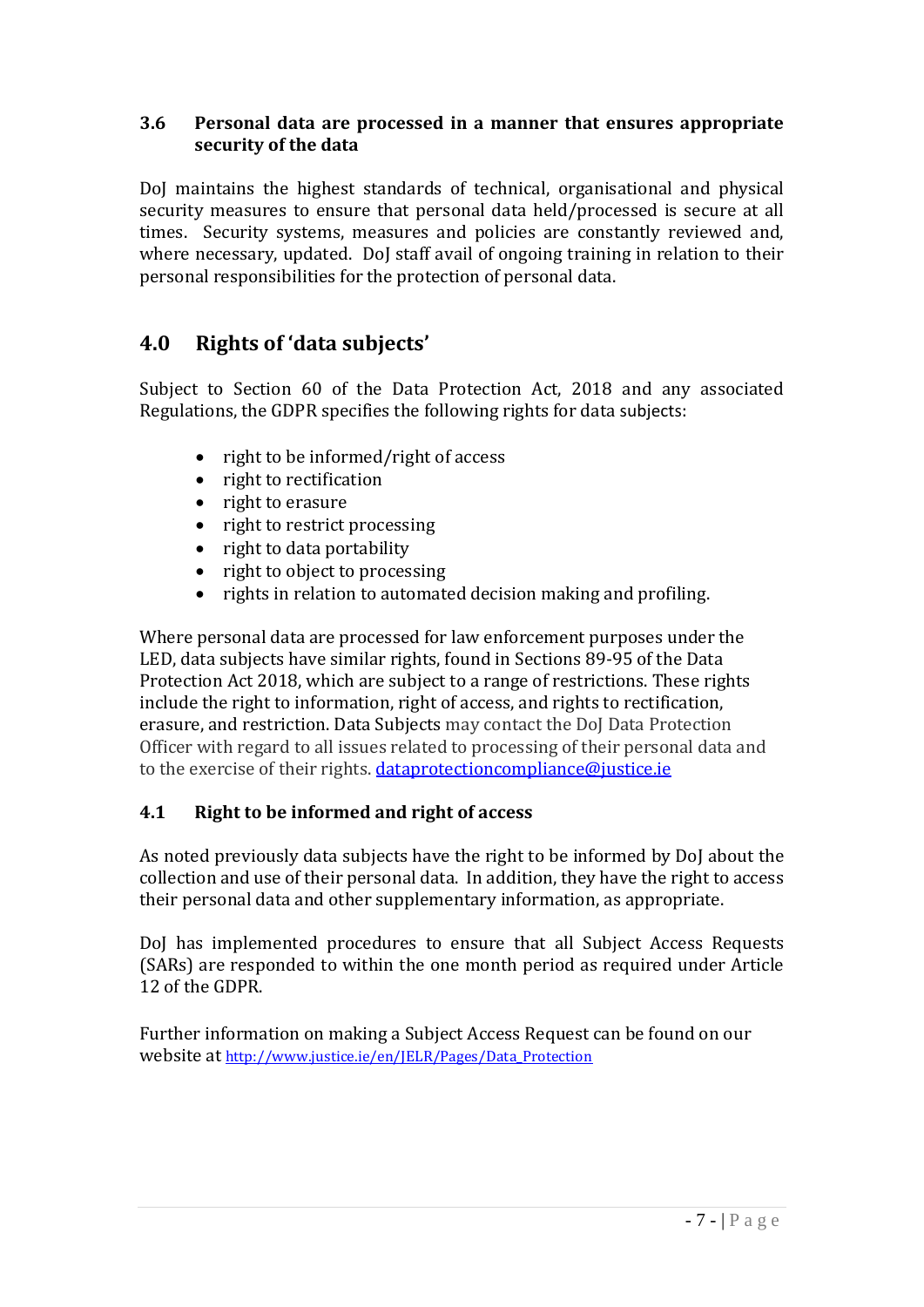### 3.6 Personal data are processed in a manner that ensures appropriate security of the data

DoJ maintains the highest standards of technical, organisational and physical security measures to ensure that personal data held/processed is secure at all times. Security systems, measures and policies are constantly reviewed and, where necessary, updated. DoJ staff avail of ongoing training in relation to their personal responsibilities for the protection of personal data.

## 4.0 Rights of 'data subjects'

Subject to Section 60 of the Data Protection Act, 2018 and any associated Regulations, the GDPR specifies the following rights for data subjects:

- right to be informed/right of access
- right to rectification
- right to erasure
- right to restrict processing
- right to data portability
- right to object to processing
- rights in relation to automated decision making and profiling.

Where personal data are processed for law enforcement purposes under the LED, data subjects have similar rights, found in Sections 89-95 of the Data Protection Act 2018, which are subject to a range of restrictions. These rights include the right to information, right of access, and rights to rectification, erasure, and restriction. Data Subjects may contact the DoJ Data Protection Officer with regard to all issues related to processing of their personal data and to the exercise of their rights. dataprotectioncompliance@justice.ie

### 4.1 Right to be informed and right of access

As noted previously data subjects have the right to be informed by DoJ about the collection and use of their personal data. In addition, they have the right to access their personal data and other supplementary information, as appropriate.

DoJ has implemented procedures to ensure that all Subject Access Requests (SARs) are responded to within the one month period as required under Article 12 of the GDPR.

Further information on making a Subject Access Request can be found on our website at http://www.justice.ie/en/JELR/Pages/Data_Protection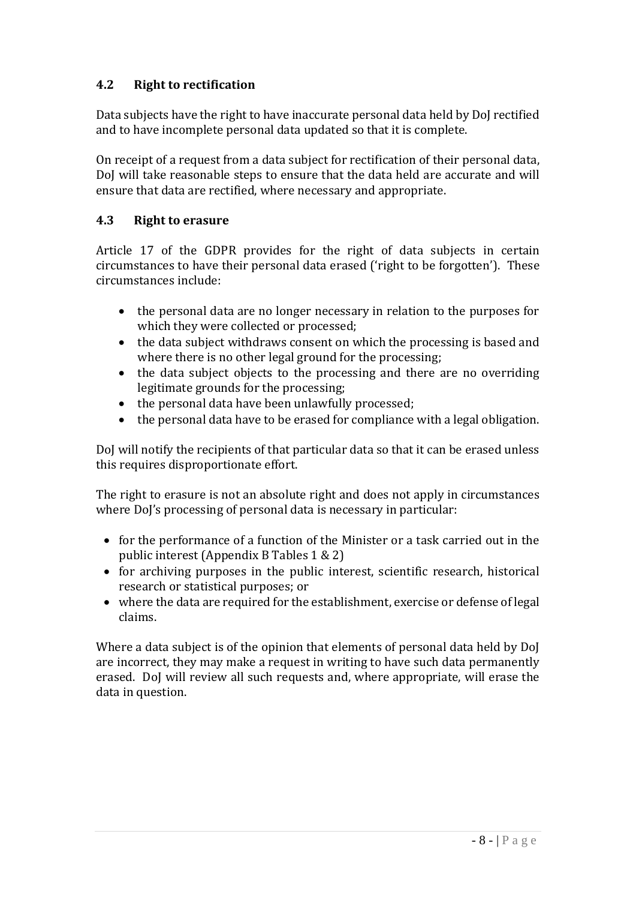### 4.2 Right to rectification

Data subjects have the right to have inaccurate personal data held by DoJ rectified and to have incomplete personal data updated so that it is complete.

On receipt of a request from a data subject for rectification of their personal data, DoJ will take reasonable steps to ensure that the data held are accurate and will ensure that data are rectified, where necessary and appropriate.

### 4.3 Right to erasure

Article 17 of the GDPR provides for the right of data subjects in certain circumstances to have their personal data erased ('right to be forgotten'). These circumstances include:

- the personal data are no longer necessary in relation to the purposes for which they were collected or processed;
- the data subject withdraws consent on which the processing is based and where there is no other legal ground for the processing;
- the data subject objects to the processing and there are no overriding legitimate grounds for the processing;
- the personal data have been unlawfully processed;
- the personal data have to be erased for compliance with a legal obligation.

DoJ will notify the recipients of that particular data so that it can be erased unless this requires disproportionate effort.

The right to erasure is not an absolute right and does not apply in circumstances where DoJ's processing of personal data is necessary in particular:

- for the performance of a function of the Minister or a task carried out in the public interest (Appendix B Tables 1 & 2)
- for archiving purposes in the public interest, scientific research, historical research or statistical purposes; or
- where the data are required for the establishment, exercise or defense of legal claims.

Where a data subject is of the opinion that elements of personal data held by DoJ are incorrect, they may make a request in writing to have such data permanently erased. DoJ will review all such requests and, where appropriate, will erase the data in question.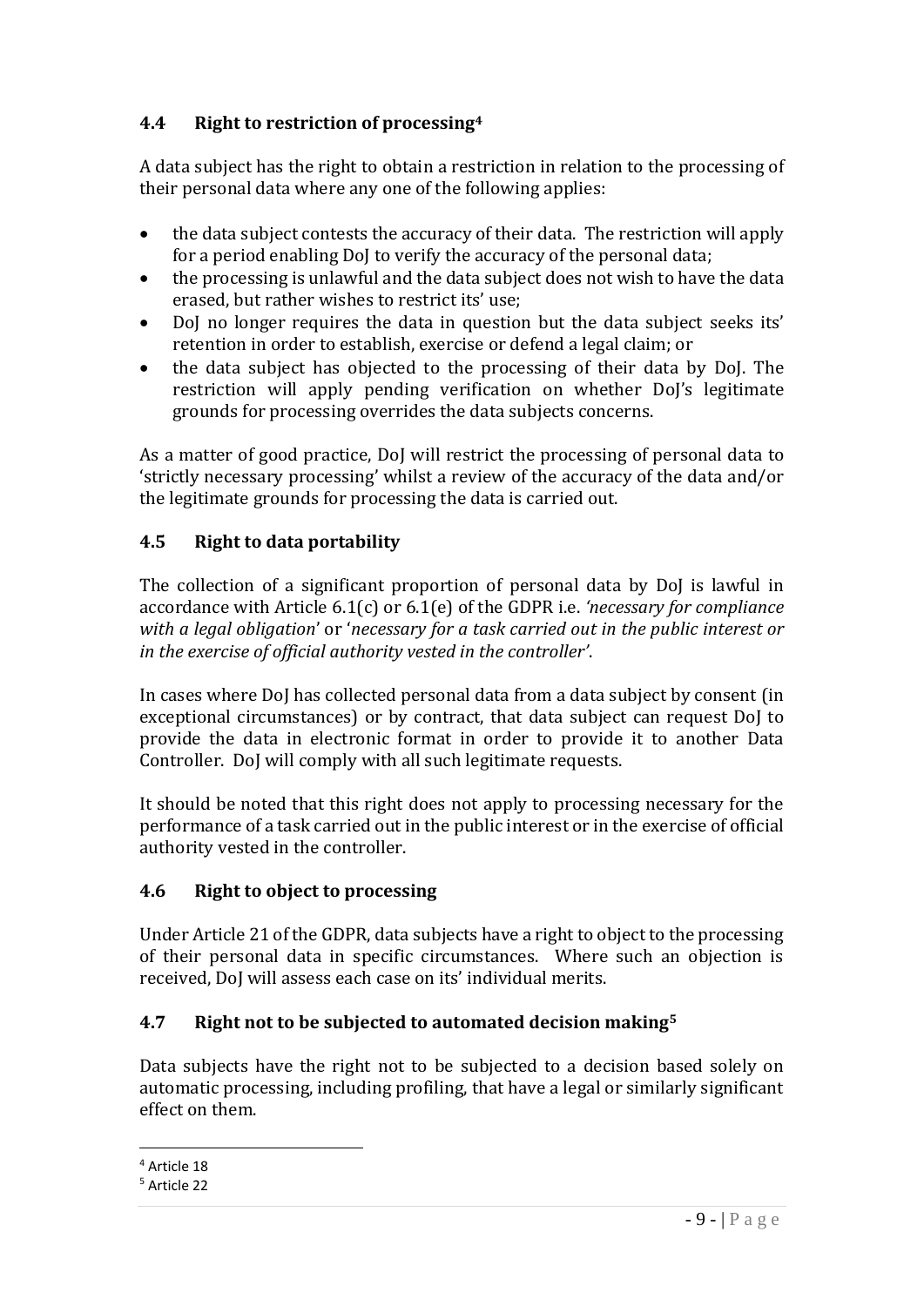### 4.4 Right to restriction of processing[4]

A data subject has the right to obtain a restriction in relation to the processing of their personal data where any one of the following applies:

- the data subject contests the accuracy of their data. The restriction will apply for a period enabling DoJ to verify the accuracy of the personal data;
- the processing is unlawful and the data subject does not wish to have the data erased, but rather wishes to restrict its' use;
- DoJ no longer requires the data in question but the data subject seeks its' retention in order to establish, exercise or defend a legal claim; or
- the data subject has objected to the processing of their data by DoJ. The restriction will apply pending verification on whether DoJ's legitimate grounds for processing overrides the data subjects concerns.

As a matter of good practice, DoJ will restrict the processing of personal data to 'strictly necessary processing' whilst a review of the accuracy of the data and/or the legitimate grounds for processing the data is carried out.

### 4.5 Right to data portability

The collection of a significant proportion of personal data by DoJ is lawful in accordance with Article 6.1(c) or 6.1(e) of the GDPR i.e. *'necessary for compliance with a legal obligation'* or '*necessary for a task carried out in the public interest or in the exercise of official authority vested in the controller'*.

In cases where DoJ has collected personal data from a data subject by consent (in exceptional circumstances) or by contract, that data subject can request DoJ to provide the data in electronic format in order to provide it to another Data Controller. DoJ will comply with all such legitimate requests.

It should be noted that this right does not apply to processing necessary for the performance of a task carried out in the public interest or in the exercise of official authority vested in the controller.

### 4.6 Right to object to processing

Under Article 21 of the GDPR, data subjects have a right to object to the processing of their personal data in specific circumstances. Where such an objection is received, DoJ will assess each case on its' individual merits.

### 4.7 Right not to be subjected to automated decision making[5]

Data subjects have the right not to be subjected to a decision based solely on automatic processing, including profiling, that have a legal or similarly significant effect on them.

---

[4] Article 18

[5] Article 22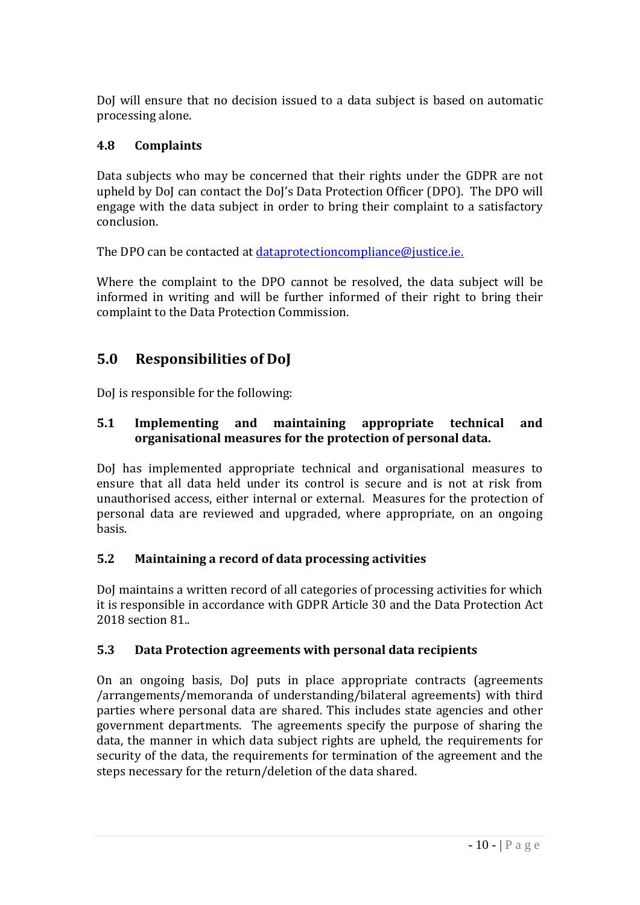DoJ will ensure that no decision issued to a data subject is based on automatic processing alone.

### 4.8 Complaints

Data subjects who may be concerned that their rights under the GDPR are not upheld by DoJ can contact the DoJ's Data Protection Officer (DPO). The DPO will engage with the data subject in order to bring their complaint to a satisfactory conclusion.

The DPO can be contacted at dataprotectioncompliance@justice.ie.

Where the complaint to the DPO cannot be resolved, the data subject will be informed in writing and will be further informed of their right to bring their complaint to the Data Protection Commission.

## 5.0 Responsibilities of DoJ

DoJ is responsible for the following:

### 5.1 Implementing and maintaining appropriate technical and organisational measures for the protection of personal data.

DoJ has implemented appropriate technical and organisational measures to ensure that all data held under its control is secure and is not at risk from unauthorised access, either internal or external. Measures for the protection of personal data are reviewed and upgraded, where appropriate, on an ongoing basis.

### 5.2 Maintaining a record of data processing activities

DoJ maintains a written record of all categories of processing activities for which it is responsible in accordance with GDPR Article 30 and the Data Protection Act 2018 section 81..

### 5.3 Data Protection agreements with personal data recipients

On an ongoing basis, DoJ puts in place appropriate contracts (agreements /arrangements/memoranda of understanding/bilateral agreements) with third parties where personal data are shared. This includes state agencies and other government departments. The agreements specify the purpose of sharing the data, the manner in which data subject rights are upheld, the requirements for security of the data, the requirements for termination of the agreement and the steps necessary for the return/deletion of the data shared.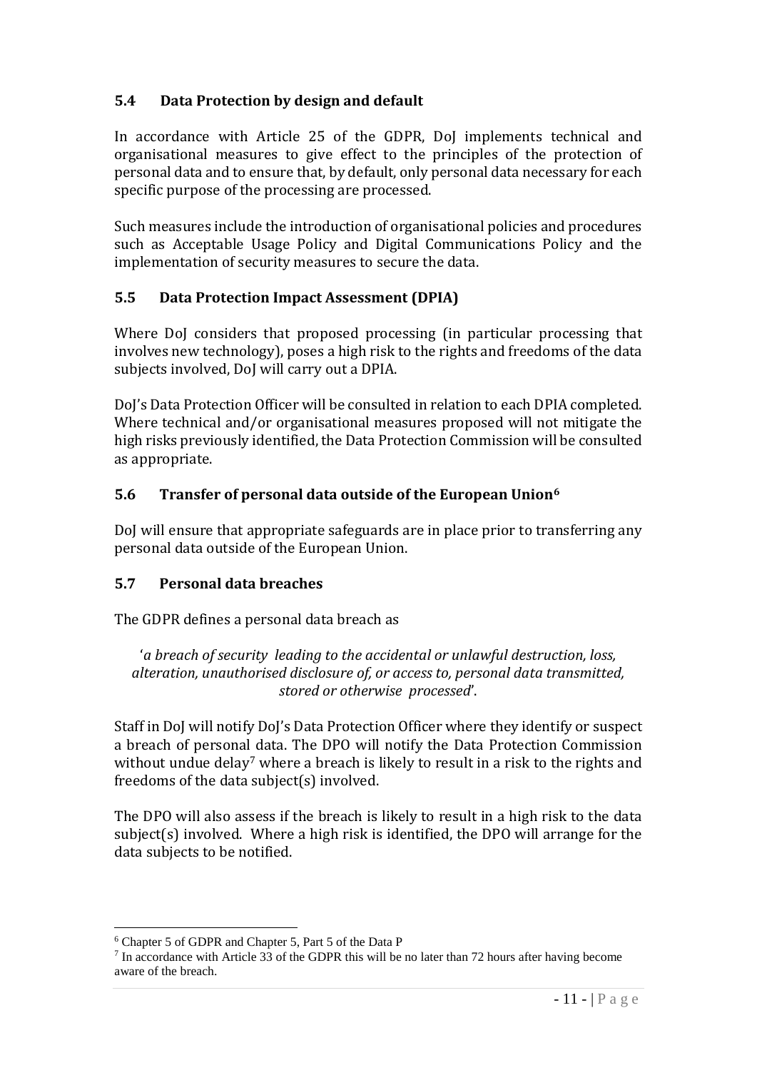### 5.4 Data Protection by design and default

In accordance with Article 25 of the GDPR, DoJ implements technical and organisational measures to give effect to the principles of the protection of personal data and to ensure that, by default, only personal data necessary for each specific purpose of the processing are processed.

Such measures include the introduction of organisational policies and procedures such as Acceptable Usage Policy and Digital Communications Policy and the implementation of security measures to secure the data.

### 5.5 Data Protection Impact Assessment (DPIA)

Where DoJ considers that proposed processing (in particular processing that involves new technology), poses a high risk to the rights and freedoms of the data subjects involved, DoJ will carry out a DPIA.

DoJ's Data Protection Officer will be consulted in relation to each DPIA completed. Where technical and/or organisational measures proposed will not mitigate the high risks previously identified, the Data Protection Commission will be consulted as appropriate.

### 5.6 Transfer of personal data outside of the European Union[6]

DoJ will ensure that appropriate safeguards are in place prior to transferring any personal data outside of the European Union.

### 5.7 Personal data breaches

The GDPR defines a personal data breach as

'*a breach of security leading to the accidental or unlawful destruction, loss, alteration, unauthorised disclosure of, or access to, personal data transmitted, stored or otherwise processed*'.

Staff in DoJ will notify DoJ's Data Protection Officer where they identify or suspect a breach of personal data. The DPO will notify the Data Protection Commission without undue delay[7] where a breach is likely to result in a risk to the rights and freedoms of the data subject(s) involved.

The DPO will also assess if the breach is likely to result in a high risk to the data subject(s) involved. Where a high risk is identified, the DPO will arrange for the data subjects to be notified.

---

[6] Chapter 5 of GDPR and Chapter 5, Part 5 of the Data P

[7] In accordance with Article 33 of the GDPR this will be no later than 72 hours after having become aware of the breach.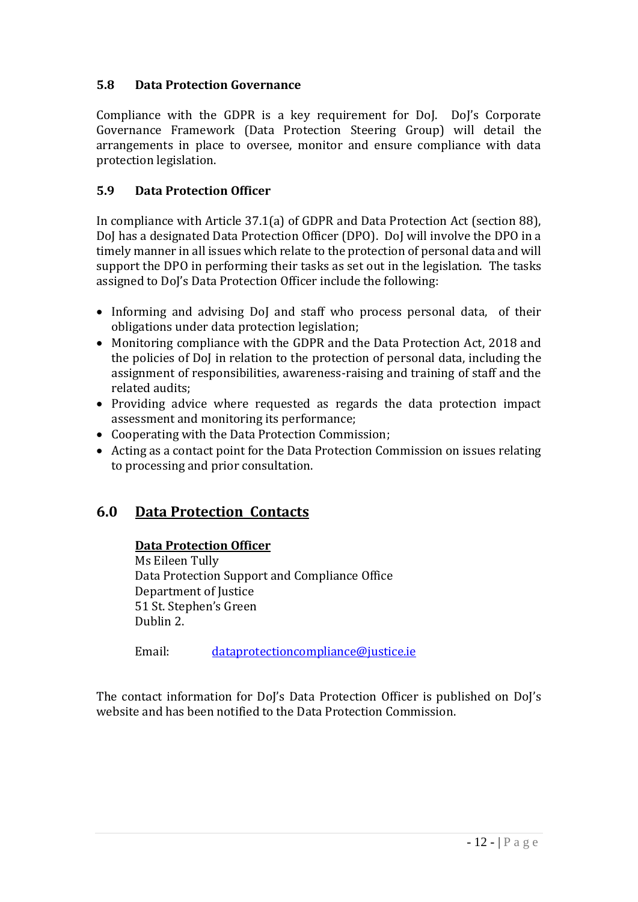### 5.8 Data Protection Governance

Compliance with the GDPR is a key requirement for DoJ. DoJ's Corporate Governance Framework (Data Protection Steering Group) will detail the arrangements in place to oversee, monitor and ensure compliance with data protection legislation.

### 5.9 Data Protection Officer

In compliance with Article 37.1(a) of GDPR and Data Protection Act (section 88), DoJ has a designated Data Protection Officer (DPO). DoJ will involve the DPO in a timely manner in all issues which relate to the protection of personal data and will support the DPO in performing their tasks as set out in the legislation. The tasks assigned to DoJ's Data Protection Officer include the following:

- Informing and advising DoJ and staff who process personal data, of their obligations under data protection legislation;
- Monitoring compliance with the GDPR and the Data Protection Act, 2018 and the policies of DoJ in relation to the protection of personal data, including the assignment of responsibilities, awareness-raising and training of staff and the related audits;
- Providing advice where requested as regards the data protection impact assessment and monitoring its performance;
- Cooperating with the Data Protection Commission;
- Acting as a contact point for the Data Protection Commission on issues relating to processing and prior consultation.

## 6.0 Data Protection Contacts

**Data Protection Officer**
Ms Eileen Tully
Data Protection Support and Compliance Office
Department of Justice
51 St. Stephen's Green
Dublin 2.

Email: dataprotectioncompliance@justice.ie

The contact information for DoJ's Data Protection Officer is published on DoJ's website and has been notified to the Data Protection Commission.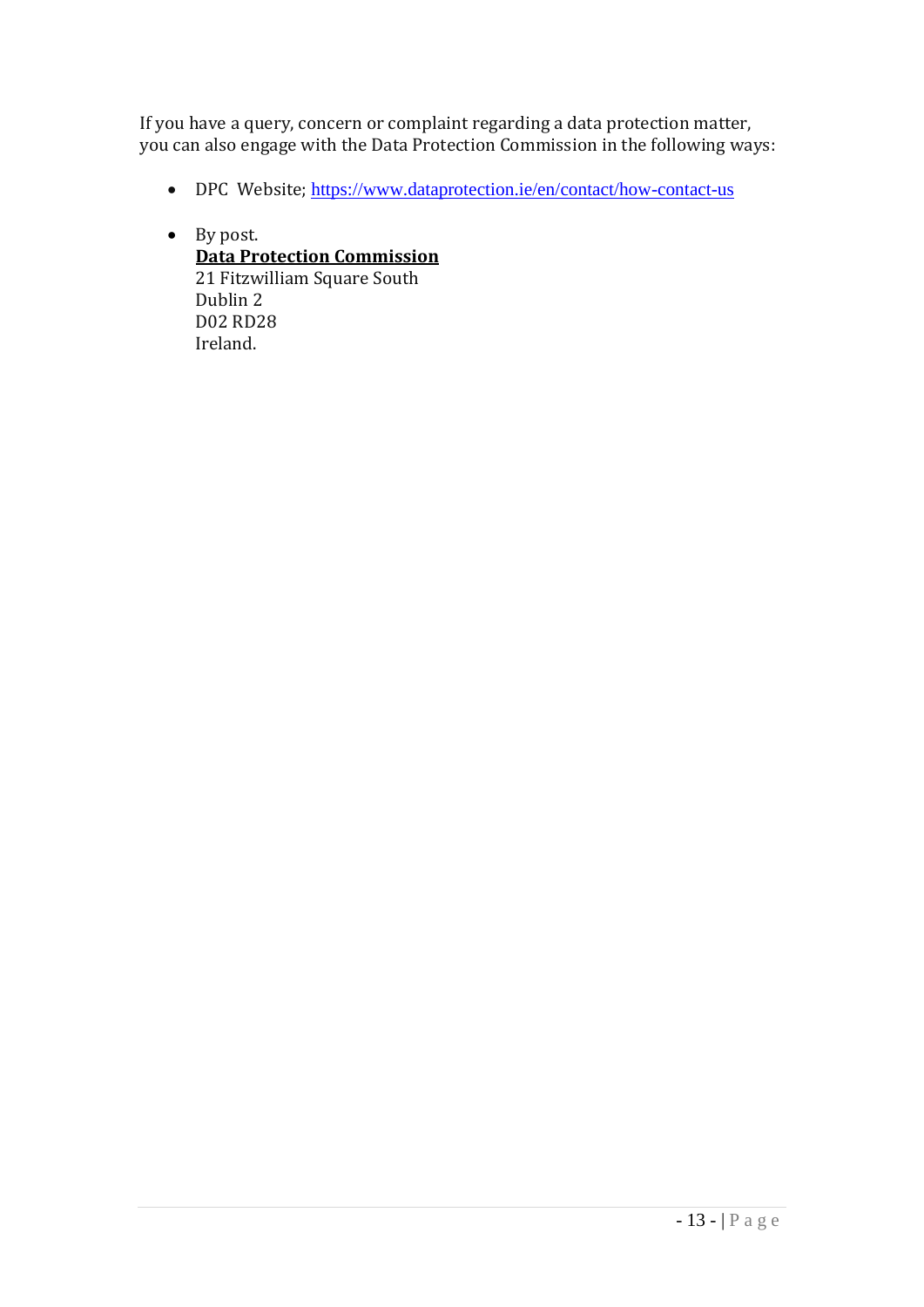If you have a query, concern or complaint regarding a data protection matter, you can also engage with the Data Protection Commission in the following ways:

- DPC Website; https://www.dataprotection.ie/en/contact/how-contact-us

- By post.
  **Data Protection Commission**
  21 Fitzwilliam Square South
  Dublin 2
  D02 RD28
  Ireland.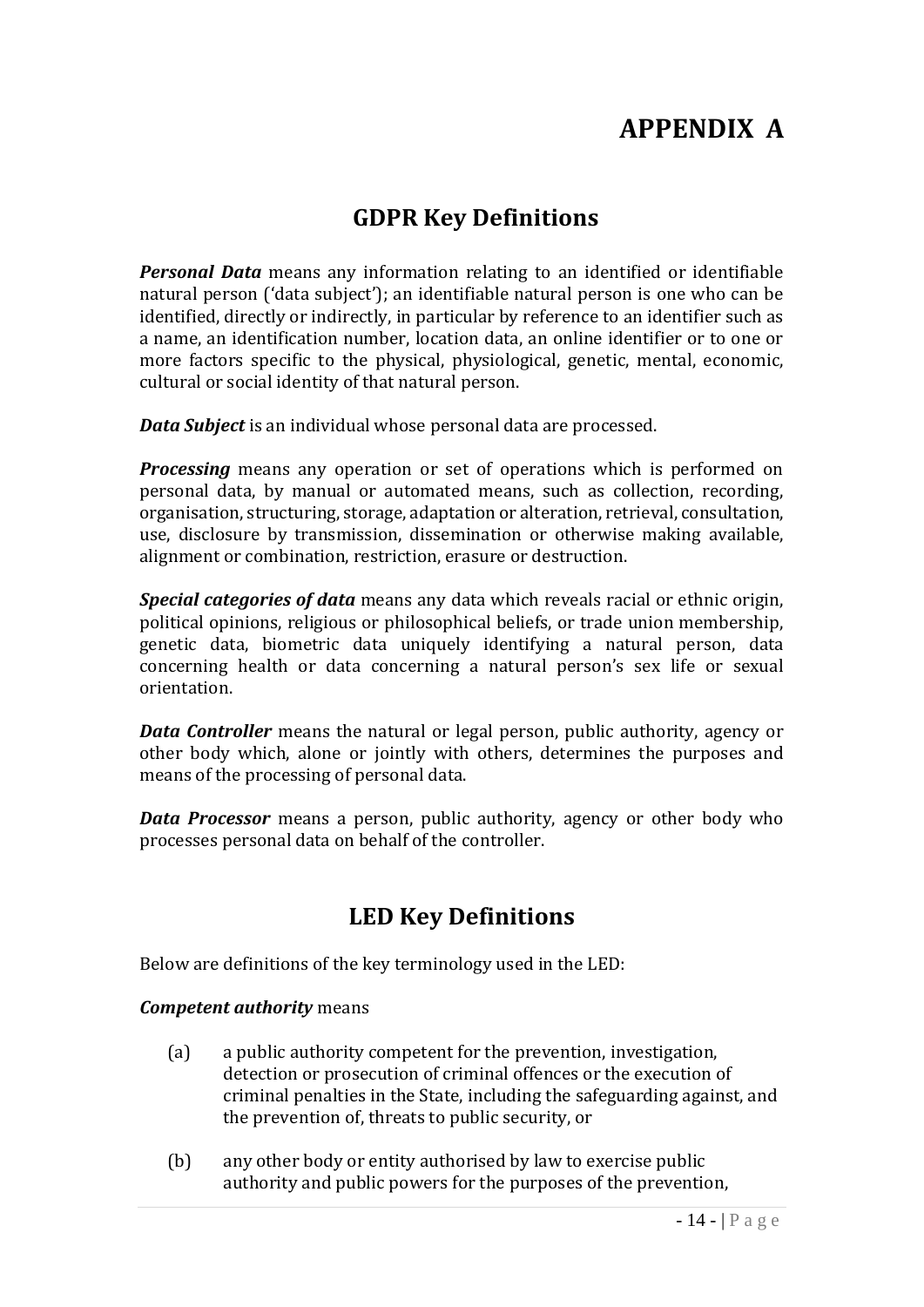# APPENDIX A

## GDPR Key Definitions

***Personal Data*** means any information relating to an identified or identifiable natural person ('data subject'); an identifiable natural person is one who can be identified, directly or indirectly, in particular by reference to an identifier such as a name, an identification number, location data, an online identifier or to one or more factors specific to the physical, physiological, genetic, mental, economic, cultural or social identity of that natural person.

***Data Subject*** is an individual whose personal data are processed.

***Processing*** means any operation or set of operations which is performed on personal data, by manual or automated means, such as collection, recording, organisation, structuring, storage, adaptation or alteration, retrieval, consultation, use, disclosure by transmission, dissemination or otherwise making available, alignment or combination, restriction, erasure or destruction.

***Special categories of data*** means any data which reveals racial or ethnic origin, political opinions, religious or philosophical beliefs, or trade union membership, genetic data, biometric data uniquely identifying a natural person, data concerning health or data concerning a natural person's sex life or sexual orientation.

***Data Controller*** means the natural or legal person, public authority, agency or other body which, alone or jointly with others, determines the purposes and means of the processing of personal data.

***Data Processor*** means a person, public authority, agency or other body who processes personal data on behalf of the controller.

## LED Key Definitions

Below are definitions of the key terminology used in the LED:

***Competent authority*** means

(a) a public authority competent for the prevention, investigation, detection or prosecution of criminal offences or the execution of criminal penalties in the State, including the safeguarding against, and the prevention of, threats to public security, or

(b) any other body or entity authorised by law to exercise public authority and public powers for the purposes of the prevention,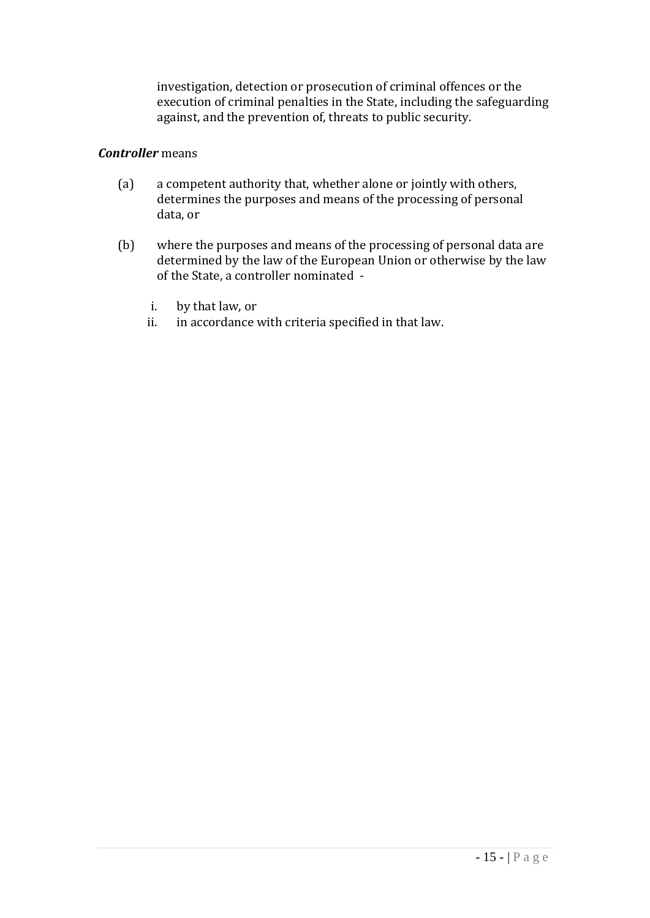investigation, detection or prosecution of criminal offences or the execution of criminal penalties in the State, including the safeguarding against, and the prevention of, threats to public security.

***Controller*** means

(a) a competent authority that, whether alone or jointly with others, determines the purposes and means of the processing of personal data, or

(b) where the purposes and means of the processing of personal data are determined by the law of the European Union or otherwise by the law of the State, a controller nominated -

  i. by that law, or
  ii. in accordance with criteria specified in that law.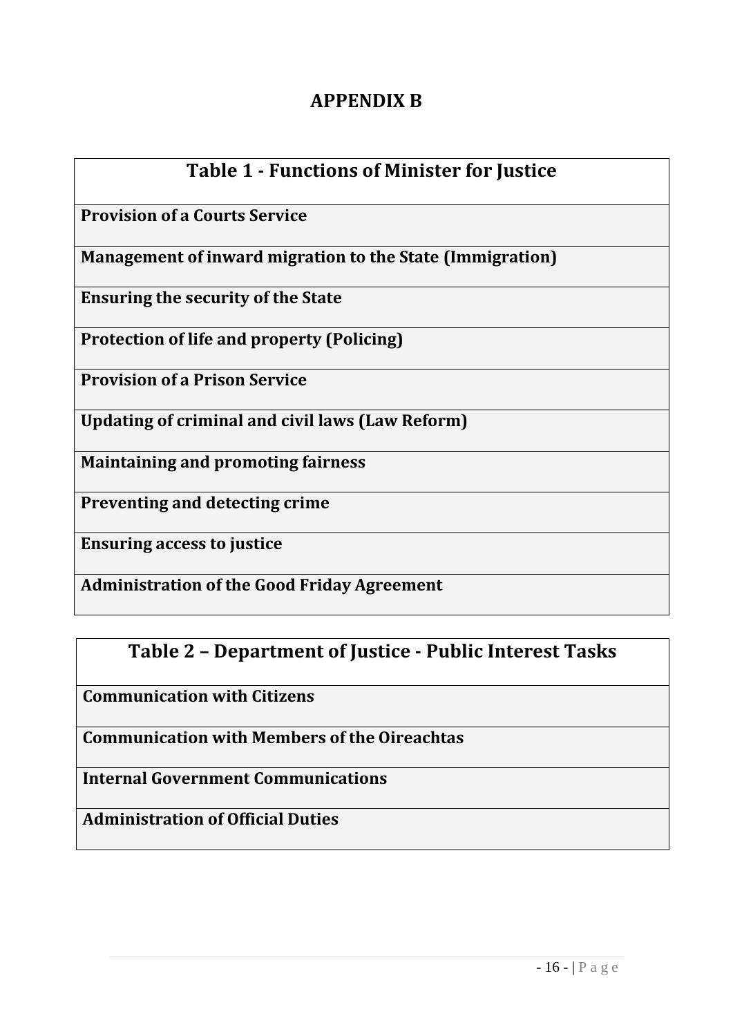# APPENDIX B

| Table 1 - Functions of Minister for Justice |
|---|
| **Provision of a Courts Service** |
| **Management of inward migration to the State (Immigration)** |
| **Ensuring the security of the State** |
| **Protection of life and property (Policing)** |
| **Provision of a Prison Service** |
| **Updating of criminal and civil laws (Law Reform)** |
| **Maintaining and promoting fairness** |
| **Preventing and detecting crime** |
| **Ensuring access to justice** |
| **Administration of the Good Friday Agreement** |

| Table 2 – Department of Justice - Public Interest Tasks |
|---|
| **Communication with Citizens** |
| **Communication with Members of the Oireachtas** |
| **Internal Government Communications** |
| **Administration of Official Duties** |